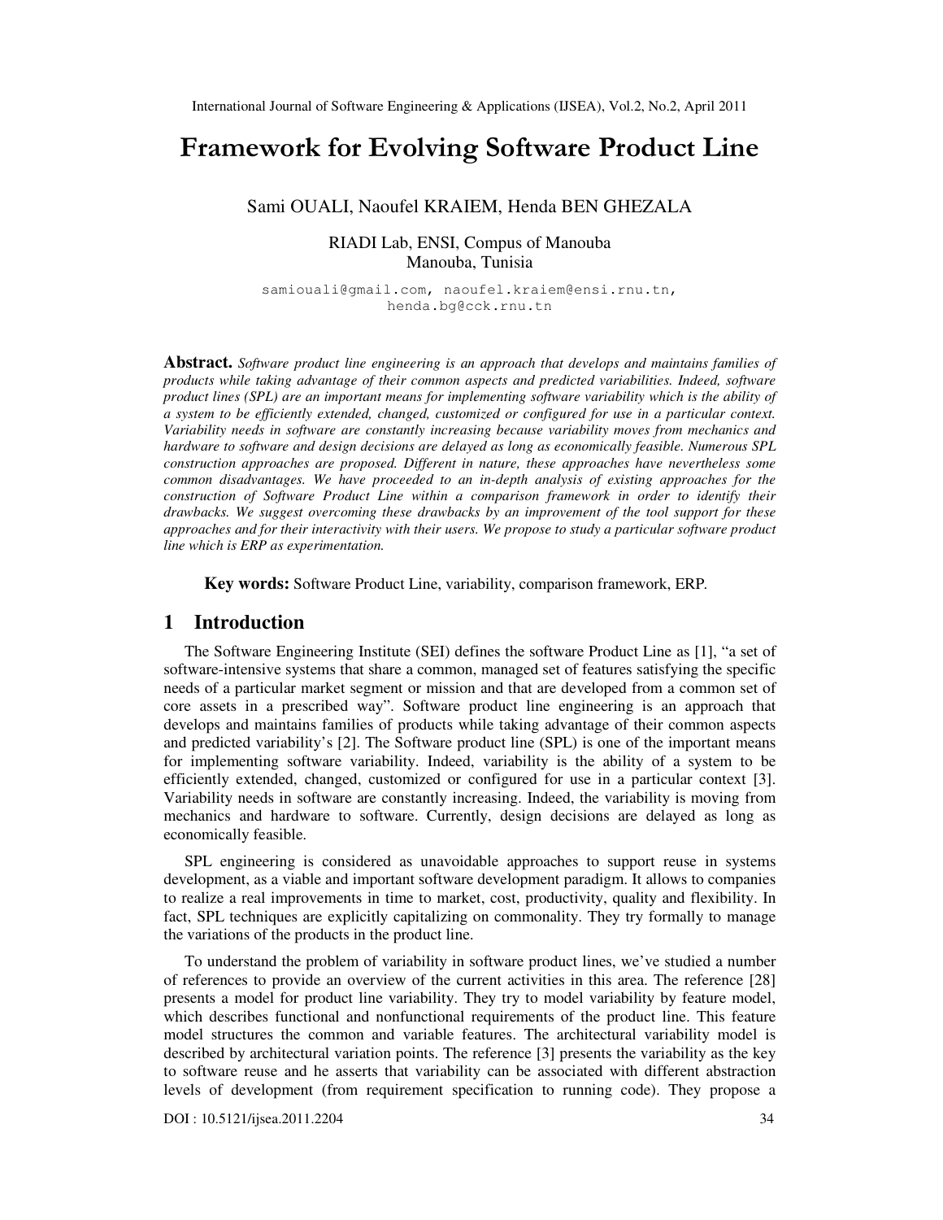# Framework for Evolving Software Product Line

Sami OUALI, Naoufel KRAIEM, Henda BEN GHEZALA

RIADI Lab, ENSI, Compus of Manouba
Manouba, Tunisia

samiouali@gmail.com, naoufel.kraiem@ensi.rnu.tn, henda.bg@cck.rnu.tn

**Abstract.** *Software product line engineering is an approach that develops and maintains families of products while taking advantage of their common aspects and predicted variabilities. Indeed, software product lines (SPL) are an important means for implementing software variability which is the ability of a system to be efficiently extended, changed, customized or configured for use in a particular context. Variability needs in software are constantly increasing because variability moves from mechanics and hardware to software and design decisions are delayed as long as economically feasible. Numerous SPL construction approaches are proposed. Different in nature, these approaches have nevertheless some common disadvantages. We have proceeded to an in-depth analysis of existing approaches for the construction of Software Product Line within a comparison framework in order to identify their drawbacks. We suggest overcoming these drawbacks by an improvement of the tool support for these approaches and for their interactivity with their users. We propose to study a particular software product line which is ERP as experimentation.*

**Key words:** Software Product Line, variability, comparison framework, ERP.

## 1 Introduction

The Software Engineering Institute (SEI) defines the software Product Line as [1], "a set of software-intensive systems that share a common, managed set of features satisfying the specific needs of a particular market segment or mission and that are developed from a common set of core assets in a prescribed way". Software product line engineering is an approach that develops and maintains families of products while taking advantage of their common aspects and predicted variability's [2]. The Software product line (SPL) is one of the important means for implementing software variability. Indeed, variability is the ability of a system to be efficiently extended, changed, customized or configured for use in a particular context [3]. Variability needs in software are constantly increasing. Indeed, the variability is moving from mechanics and hardware to software. Currently, design decisions are delayed as long as economically feasible.

SPL engineering is considered as unavoidable approaches to support reuse in systems development, as a viable and important software development paradigm. It allows to companies to realize a real improvements in time to market, cost, productivity, quality and flexibility. In fact, SPL techniques are explicitly capitalizing on commonality. They try formally to manage the variations of the products in the product line.

To understand the problem of variability in software product lines, we've studied a number of references to provide an overview of the current activities in this area. The reference [28] presents a model for product line variability. They try to model variability by feature model, which describes functional and nonfunctional requirements of the product line. This feature model structures the common and variable features. The architectural variability model is described by architectural variation points. The reference [3] presents the variability as the key to software reuse and he asserts that variability can be associated with different abstraction levels of development (from requirement specification to running code). They propose a

DOI : 10.5121/ijsea.2011.2204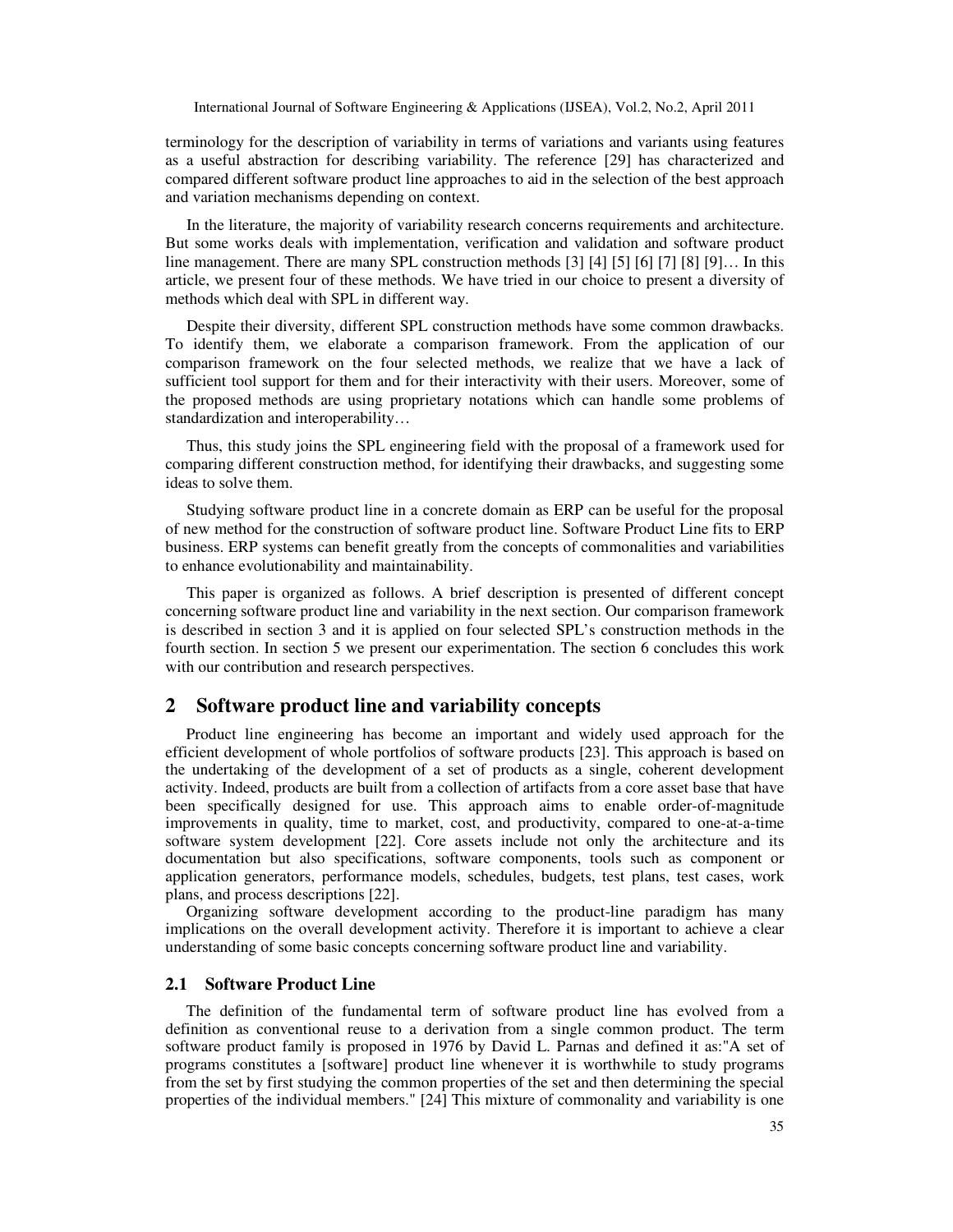terminology for the description of variability in terms of variations and variants using features as a useful abstraction for describing variability. The reference [29] has characterized and compared different software product line approaches to aid in the selection of the best approach and variation mechanisms depending on context.

In the literature, the majority of variability research concerns requirements and architecture. But some works deals with implementation, verification and validation and software product line management. There are many SPL construction methods [3] [4] [5] [6] [7] [8] [9]… In this article, we present four of these methods. We have tried in our choice to present a diversity of methods which deal with SPL in different way.

Despite their diversity, different SPL construction methods have some common drawbacks. To identify them, we elaborate a comparison framework. From the application of our comparison framework on the four selected methods, we realize that we have a lack of sufficient tool support for them and for their interactivity with their users. Moreover, some of the proposed methods are using proprietary notations which can handle some problems of standardization and interoperability…

Thus, this study joins the SPL engineering field with the proposal of a framework used for comparing different construction method, for identifying their drawbacks, and suggesting some ideas to solve them.

Studying software product line in a concrete domain as ERP can be useful for the proposal of new method for the construction of software product line. Software Product Line fits to ERP business. ERP systems can benefit greatly from the concepts of commonalities and variabilities to enhance evolutionability and maintainability.

This paper is organized as follows. A brief description is presented of different concept concerning software product line and variability in the next section. Our comparison framework is described in section 3 and it is applied on four selected SPL's construction methods in the fourth section. In section 5 we present our experimentation. The section 6 concludes this work with our contribution and research perspectives.

## 2 Software product line and variability concepts

Product line engineering has become an important and widely used approach for the efficient development of whole portfolios of software products [23]. This approach is based on the undertaking of the development of a set of products as a single, coherent development activity. Indeed, products are built from a collection of artifacts from a core asset base that have been specifically designed for use. This approach aims to enable order-of-magnitude improvements in quality, time to market, cost, and productivity, compared to one-at-a-time software system development [22]. Core assets include not only the architecture and its documentation but also specifications, software components, tools such as component or application generators, performance models, schedules, budgets, test plans, test cases, work plans, and process descriptions [22].

Organizing software development according to the product-line paradigm has many implications on the overall development activity. Therefore it is important to achieve a clear understanding of some basic concepts concerning software product line and variability.

### 2.1 Software Product Line

The definition of the fundamental term of software product line has evolved from a definition as conventional reuse to a derivation from a single common product. The term software product family is proposed in 1976 by David L. Parnas and defined it as:"A set of programs constitutes a [software] product line whenever it is worthwhile to study programs from the set by first studying the common properties of the set and then determining the special properties of the individual members." [24] This mixture of commonality and variability is one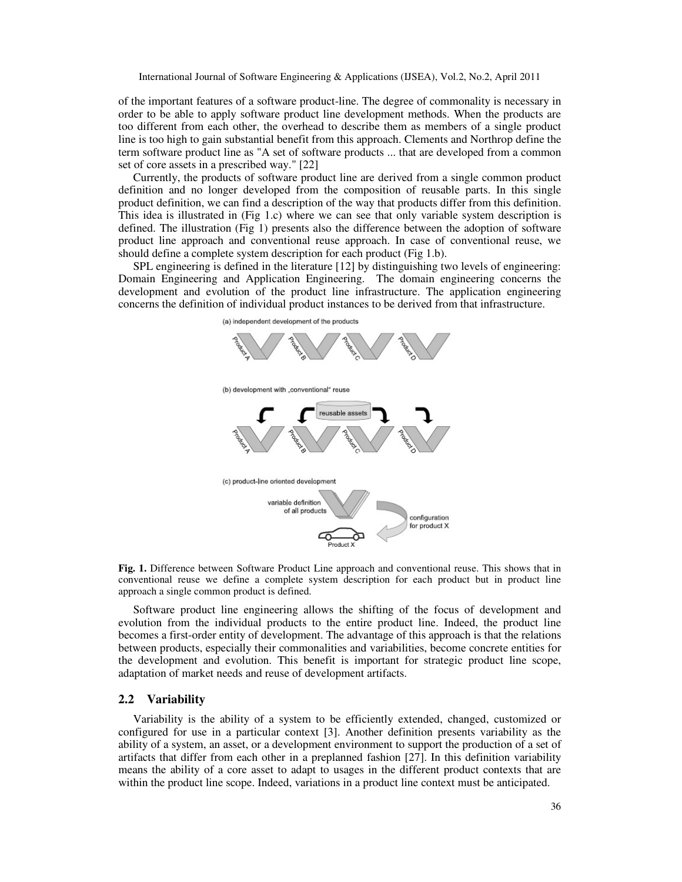of the important features of a software product-line. The degree of commonality is necessary in order to be able to apply software product line development methods. When the products are too different from each other, the overhead to describe them as members of a single product line is too high to gain substantial benefit from this approach. Clements and Northrop define the term software product line as "A set of software products ... that are developed from a common set of core assets in a prescribed way." [22]

Currently, the products of software product line are derived from a single common product definition and no longer developed from the composition of reusable parts. In this single product definition, we can find a description of the way that products differ from this definition. This idea is illustrated in (Fig 1.c) where we can see that only variable system description is defined. The illustration (Fig 1) presents also the difference between the adoption of software product line approach and conventional reuse approach. In case of conventional reuse, we should define a complete system description for each product (Fig 1.b).

SPL engineering is defined in the literature [12] by distinguishing two levels of engineering: Domain Engineering and Application Engineering. The domain engineering concerns the development and evolution of the product line infrastructure. The application engineering concerns the definition of individual product instances to be derived from that infrastructure.

**Fig. 1.** Difference between Software Product Line approach and conventional reuse. This shows that in conventional reuse we define a complete system description for each product but in product line approach a single common product is defined.

Software product line engineering allows the shifting of the focus of development and evolution from the individual products to the entire product line. Indeed, the product line becomes a first-order entity of development. The advantage of this approach is that the relations between products, especially their commonalities and variabilities, become concrete entities for the development and evolution. This benefit is important for strategic product line scope, adaptation of market needs and reuse of development artifacts.

## 2.2 Variability

Variability is the ability of a system to be efficiently extended, changed, customized or configured for use in a particular context [3]. Another definition presents variability as the ability of a system, an asset, or a development environment to support the production of a set of artifacts that differ from each other in a preplanned fashion [27]. In this definition variability means the ability of a core asset to adapt to usages in the different product contexts that are within the product line scope. Indeed, variations in a product line context must be anticipated.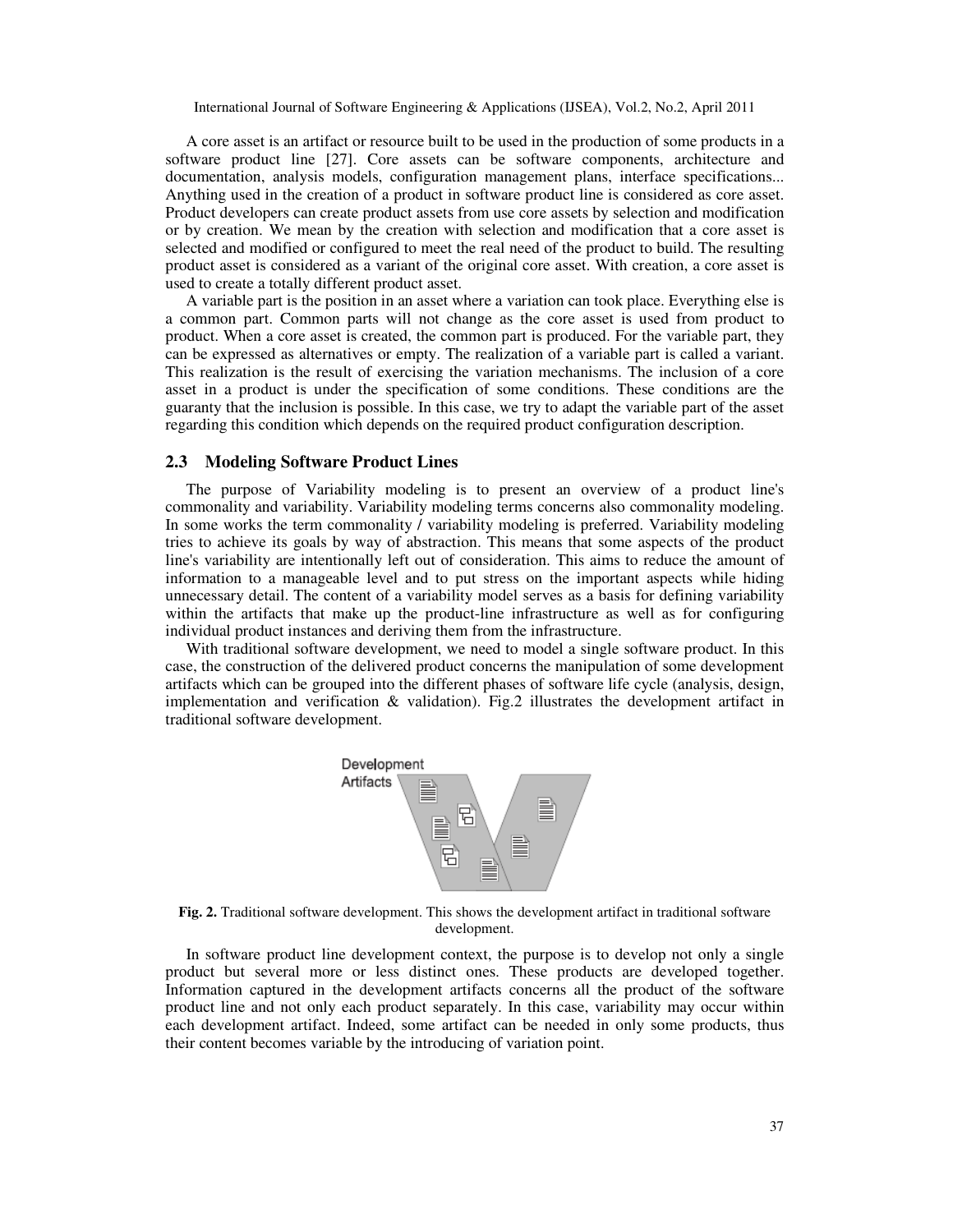A core asset is an artifact or resource built to be used in the production of some products in a software product line [27]. Core assets can be software components, architecture and documentation, analysis models, configuration management plans, interface specifications... Anything used in the creation of a product in software product line is considered as core asset. Product developers can create product assets from use core assets by selection and modification or by creation. We mean by the creation with selection and modification that a core asset is selected and modified or configured to meet the real need of the product to build. The resulting product asset is considered as a variant of the original core asset. With creation, a core asset is used to create a totally different product asset.

A variable part is the position in an asset where a variation can took place. Everything else is a common part. Common parts will not change as the core asset is used from product to product. When a core asset is created, the common part is produced. For the variable part, they can be expressed as alternatives or empty. The realization of a variable part is called a variant. This realization is the result of exercising the variation mechanisms. The inclusion of a core asset in a product is under the specification of some conditions. These conditions are the guaranty that the inclusion is possible. In this case, we try to adapt the variable part of the asset regarding this condition which depends on the required product configuration description.

## 2.3 Modeling Software Product Lines

The purpose of Variability modeling is to present an overview of a product line's commonality and variability. Variability modeling terms concerns also commonality modeling. In some works the term commonality / variability modeling is preferred. Variability modeling tries to achieve its goals by way of abstraction. This means that some aspects of the product line's variability are intentionally left out of consideration. This aims to reduce the amount of information to a manageable level and to put stress on the important aspects while hiding unnecessary detail. The content of a variability model serves as a basis for defining variability within the artifacts that make up the product-line infrastructure as well as for configuring individual product instances and deriving them from the infrastructure.

With traditional software development, we need to model a single software product. In this case, the construction of the delivered product concerns the manipulation of some development artifacts which can be grouped into the different phases of software life cycle (analysis, design, implementation and verification & validation). Fig.2 illustrates the development artifact in traditional software development.

**Fig. 2.** Traditional software development. This shows the development artifact in traditional software development.

In software product line development context, the purpose is to develop not only a single product but several more or less distinct ones. These products are developed together. Information captured in the development artifacts concerns all the product of the software product line and not only each product separately. In this case, variability may occur within each development artifact. Indeed, some artifact can be needed in only some products, thus their content becomes variable by the introducing of variation point.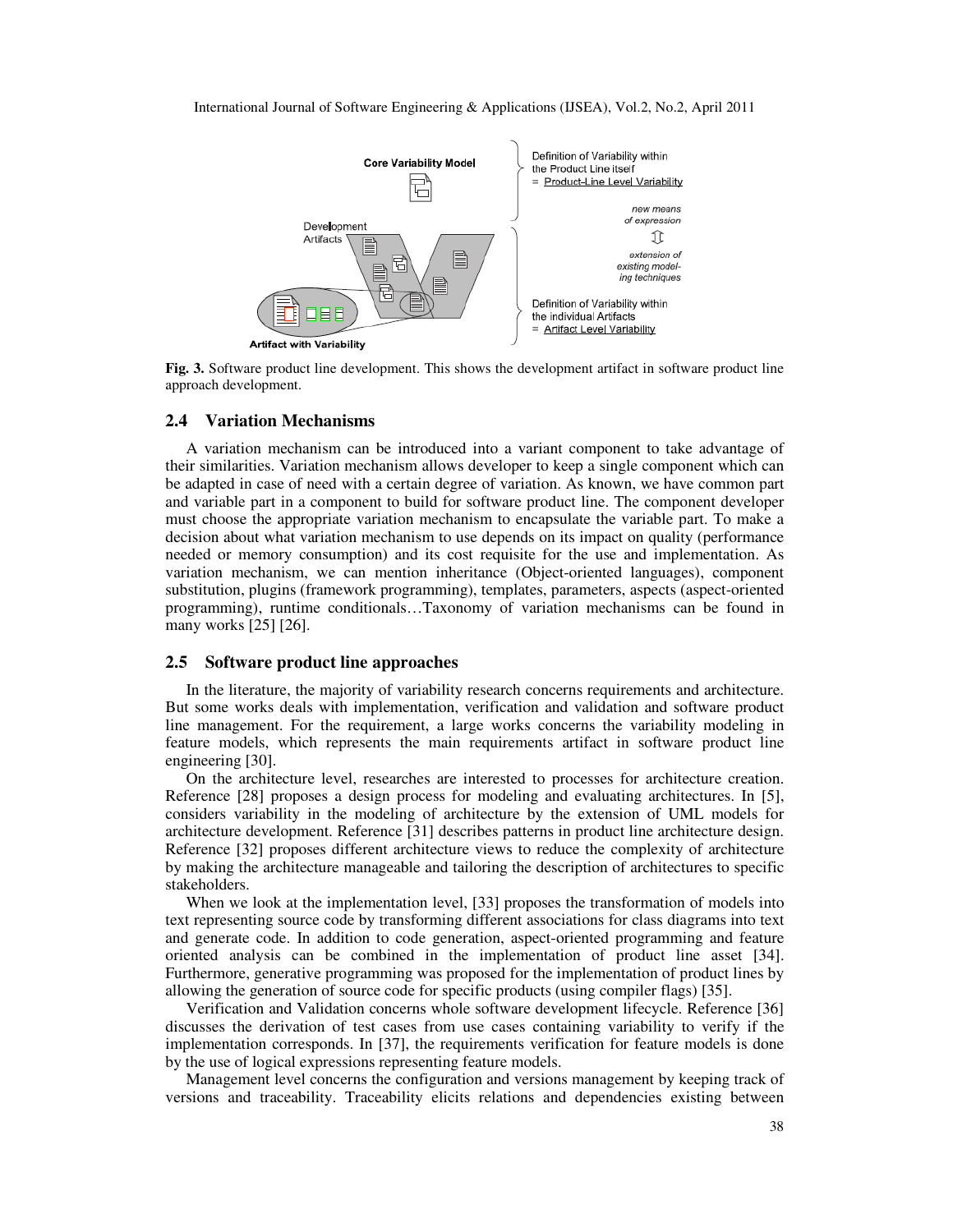**Fig. 3.** Software product line development. This shows the development artifact in software product line approach development.

### 2.4 Variation Mechanisms

A variation mechanism can be introduced into a variant component to take advantage of their similarities. Variation mechanism allows developer to keep a single component which can be adapted in case of need with a certain degree of variation. As known, we have common part and variable part in a component to build for software product line. The component developer must choose the appropriate variation mechanism to encapsulate the variable part. To make a decision about what variation mechanism to use depends on its impact on quality (performance needed or memory consumption) and its cost requisite for the use and implementation. As variation mechanism, we can mention inheritance (Object-oriented languages), component substitution, plugins (framework programming), templates, parameters, aspects (aspect-oriented programming), runtime conditionals…Taxonomy of variation mechanisms can be found in many works [25] [26].

### 2.5 Software product line approaches

In the literature, the majority of variability research concerns requirements and architecture. But some works deals with implementation, verification and validation and software product line management. For the requirement, a large works concerns the variability modeling in feature models, which represents the main requirements artifact in software product line engineering [30].

On the architecture level, researches are interested to processes for architecture creation. Reference [28] proposes a design process for modeling and evaluating architectures. In [5], considers variability in the modeling of architecture by the extension of UML models for architecture development. Reference [31] describes patterns in product line architecture design. Reference [32] proposes different architecture views to reduce the complexity of architecture by making the architecture manageable and tailoring the description of architectures to specific stakeholders.

When we look at the implementation level, [33] proposes the transformation of models into text representing source code by transforming different associations for class diagrams into text and generate code. In addition to code generation, aspect-oriented programming and feature oriented analysis can be combined in the implementation of product line asset [34]. Furthermore, generative programming was proposed for the implementation of product lines by allowing the generation of source code for specific products (using compiler flags) [35].

Verification and Validation concerns whole software development lifecycle. Reference [36] discusses the derivation of test cases from use cases containing variability to verify if the implementation corresponds. In [37], the requirements verification for feature models is done by the use of logical expressions representing feature models.

Management level concerns the configuration and versions management by keeping track of versions and traceability. Traceability elicits relations and dependencies existing between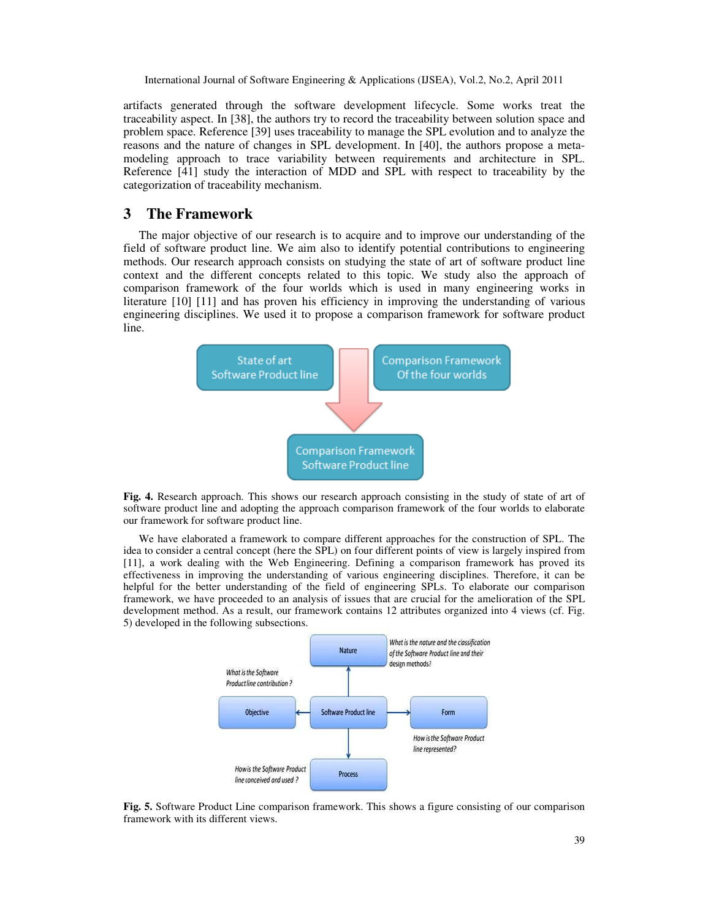artifacts generated through the software development lifecycle. Some works treat the traceability aspect. In [38], the authors try to record the traceability between solution space and problem space. Reference [39] uses traceability to manage the SPL evolution and to analyze the reasons and the nature of changes in SPL development. In [40], the authors propose a meta-modeling approach to trace variability between requirements and architecture in SPL. Reference [41] study the interaction of MDD and SPL with respect to traceability by the categorization of traceability mechanism.

# 3 The Framework

The major objective of our research is to acquire and to improve our understanding of the field of software product line. We aim also to identify potential contributions to engineering methods. Our research approach consists on studying the state of art of software product line context and the different concepts related to this topic. We study also the approach of comparison framework of the four worlds which is used in many engineering works in literature [10] [11] and has proven his efficiency in improving the understanding of various engineering disciplines. We used it to propose a comparison framework for software product line.

**Fig. 4.** Research approach. This shows our research approach consisting in the study of state of art of software product line and adopting the approach comparison framework of the four worlds to elaborate our framework for software product line.

We have elaborated a framework to compare different approaches for the construction of SPL. The idea to consider a central concept (here the SPL) on four different points of view is largely inspired from [11], a work dealing with the Web Engineering. Defining a comparison framework has proved its effectiveness in improving the understanding of various engineering disciplines. Therefore, it can be helpful for the better understanding of the field of engineering SPLs. To elaborate our comparison framework, we have proceeded to an analysis of issues that are crucial for the amelioration of the SPL development method. As a result, our framework contains 12 attributes organized into 4 views (cf. Fig. 5) developed in the following subsections.

**Fig. 5.** Software Product Line comparison framework. This shows a figure consisting of our comparison framework with its different views.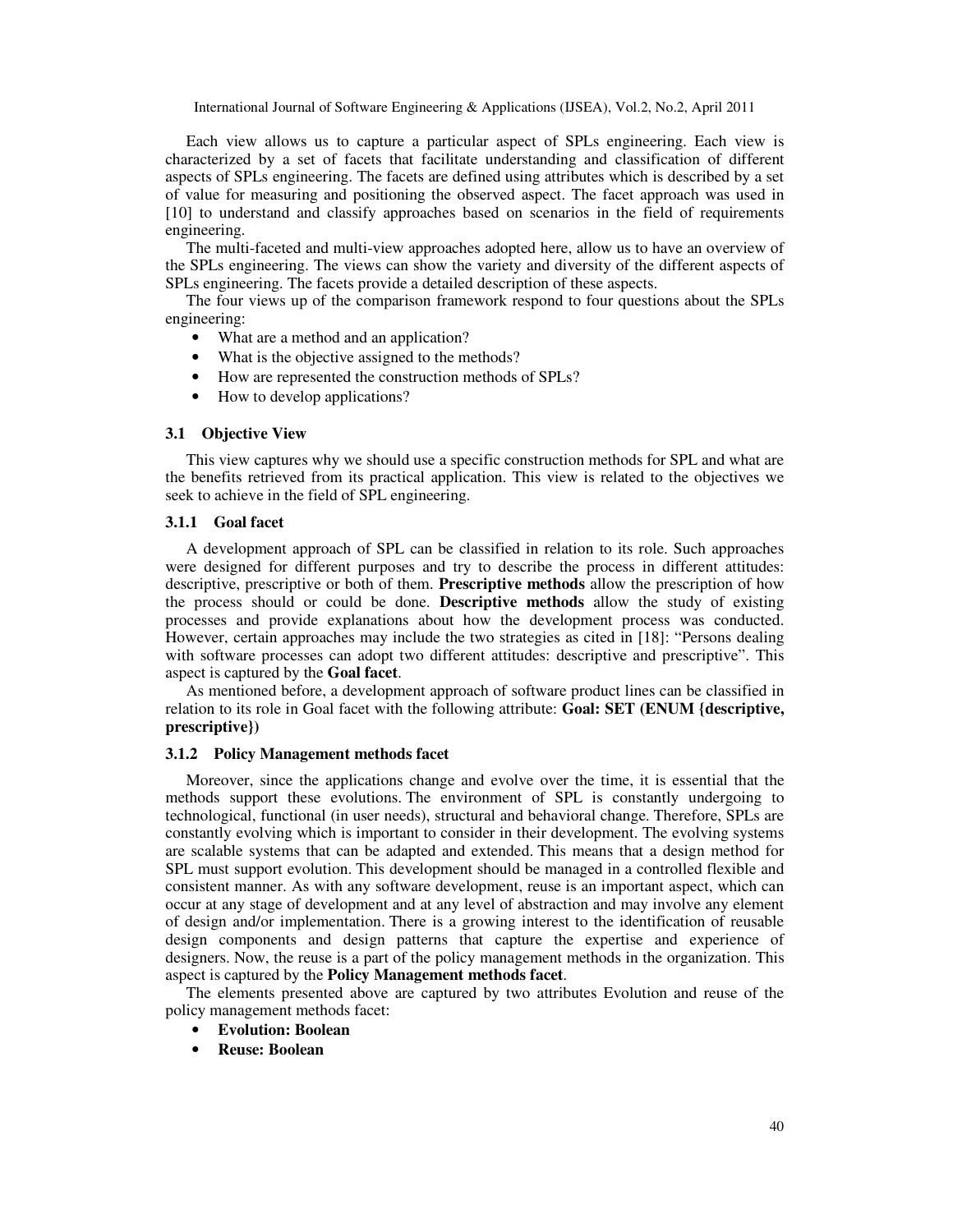Each view allows us to capture a particular aspect of SPLs engineering. Each view is characterized by a set of facets that facilitate understanding and classification of different aspects of SPLs engineering. The facets are defined using attributes which is described by a set of value for measuring and positioning the observed aspect. The facet approach was used in [10] to understand and classify approaches based on scenarios in the field of requirements engineering.

The multi-faceted and multi-view approaches adopted here, allow us to have an overview of the SPLs engineering. The views can show the variety and diversity of the different aspects of SPLs engineering. The facets provide a detailed description of these aspects.

The four views up of the comparison framework respond to four questions about the SPLs engineering:

- What are a method and an application?
- What is the objective assigned to the methods?
- How are represented the construction methods of SPLs?
- How to develop applications?

### 3.1 Objective View

This view captures why we should use a specific construction methods for SPL and what are the benefits retrieved from its practical application. This view is related to the objectives we seek to achieve in the field of SPL engineering.

#### 3.1.1 Goal facet

A development approach of SPL can be classified in relation to its role. Such approaches were designed for different purposes and try to describe the process in different attitudes: descriptive, prescriptive or both of them. **Prescriptive methods** allow the prescription of how the process should or could be done. **Descriptive methods** allow the study of existing processes and provide explanations about how the development process was conducted. However, certain approaches may include the two strategies as cited in [18]: "Persons dealing with software processes can adopt two different attitudes: descriptive and prescriptive". This aspect is captured by the **Goal facet**.

As mentioned before, a development approach of software product lines can be classified in relation to its role in Goal facet with the following attribute: **Goal: SET (ENUM {descriptive, prescriptive})**

#### 3.1.2 Policy Management methods facet

Moreover, since the applications change and evolve over the time, it is essential that the methods support these evolutions. The environment of SPL is constantly undergoing to technological, functional (in user needs), structural and behavioral change. Therefore, SPLs are constantly evolving which is important to consider in their development. The evolving systems are scalable systems that can be adapted and extended. This means that a design method for SPL must support evolution. This development should be managed in a controlled flexible and consistent manner. As with any software development, reuse is an important aspect, which can occur at any stage of development and at any level of abstraction and may involve any element of design and/or implementation. There is a growing interest to the identification of reusable design components and design patterns that capture the expertise and experience of designers. Now, the reuse is a part of the policy management methods in the organization. This aspect is captured by the **Policy Management methods facet**.

The elements presented above are captured by two attributes Evolution and reuse of the policy management methods facet:

- **Evolution: Boolean**
- **Reuse: Boolean**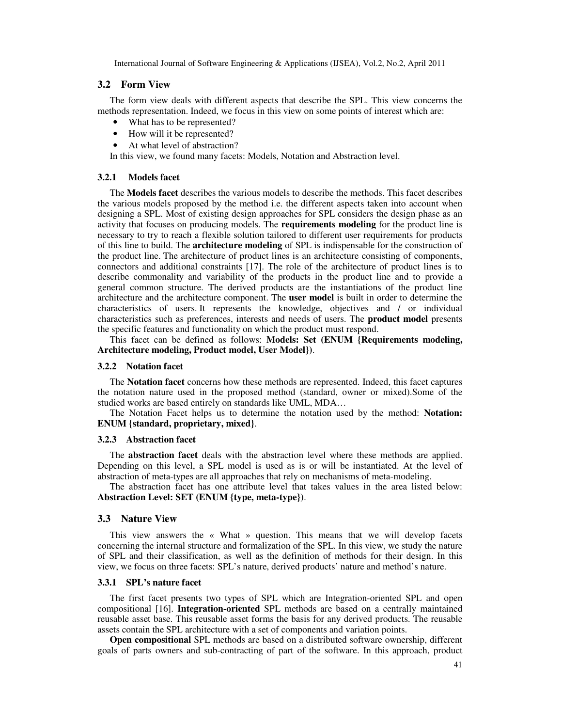### 3.2 Form View

The form view deals with different aspects that describe the SPL. This view concerns the methods representation. Indeed, we focus in this view on some points of interest which are:

- What has to be represented?
- How will it be represented?
- At what level of abstraction?

In this view, we found many facets: Models, Notation and Abstraction level.

#### 3.2.1 Models facet

The **Models facet** describes the various models to describe the methods. This facet describes the various models proposed by the method i.e. the different aspects taken into account when designing a SPL. Most of existing design approaches for SPL considers the design phase as an activity that focuses on producing models. The **requirements modeling** for the product line is necessary to try to reach a flexible solution tailored to different user requirements for products of this line to build. The **architecture modeling** of SPL is indispensable for the construction of the product line. The architecture of product lines is an architecture consisting of components, connectors and additional constraints [17]. The role of the architecture of product lines is to describe commonality and variability of the products in the product line and to provide a general common structure. The derived products are the instantiations of the product line architecture and the architecture component. The **user model** is built in order to determine the characteristics of users. It represents the knowledge, objectives and / or individual characteristics such as preferences, interests and needs of users. The **product model** presents the specific features and functionality on which the product must respond.

This facet can be defined as follows: **Models: Set (ENUM {Requirements modeling, Architecture modeling, Product model, User Model})**.

#### 3.2.2 Notation facet

The **Notation facet** concerns how these methods are represented. Indeed, this facet captures the notation nature used in the proposed method (standard, owner or mixed).Some of the studied works are based entirely on standards like UML, MDA…

The Notation Facet helps us to determine the notation used by the method: **Notation: ENUM {standard, proprietary, mixed}**.

#### 3.2.3 Abstraction facet

The **abstraction facet** deals with the abstraction level where these methods are applied. Depending on this level, a SPL model is used as is or will be instantiated. At the level of abstraction of meta-types are all approaches that rely on mechanisms of meta-modeling.

The abstraction facet has one attribute level that takes values in the area listed below: **Abstraction Level: SET (ENUM {type, meta-type})**.

### 3.3 Nature View

This view answers the « What » question. This means that we will develop facets concerning the internal structure and formalization of the SPL. In this view, we study the nature of SPL and their classification, as well as the definition of methods for their design. In this view, we focus on three facets: SPL's nature, derived products' nature and method's nature.

#### 3.3.1 SPL's nature facet

The first facet presents two types of SPL which are Integration-oriented SPL and open compositional [16]. **Integration-oriented** SPL methods are based on a centrally maintained reusable asset base. This reusable asset forms the basis for any derived products. The reusable assets contain the SPL architecture with a set of components and variation points.

**Open compositional** SPL methods are based on a distributed software ownership, different goals of parts owners and sub-contracting of part of the software. In this approach, product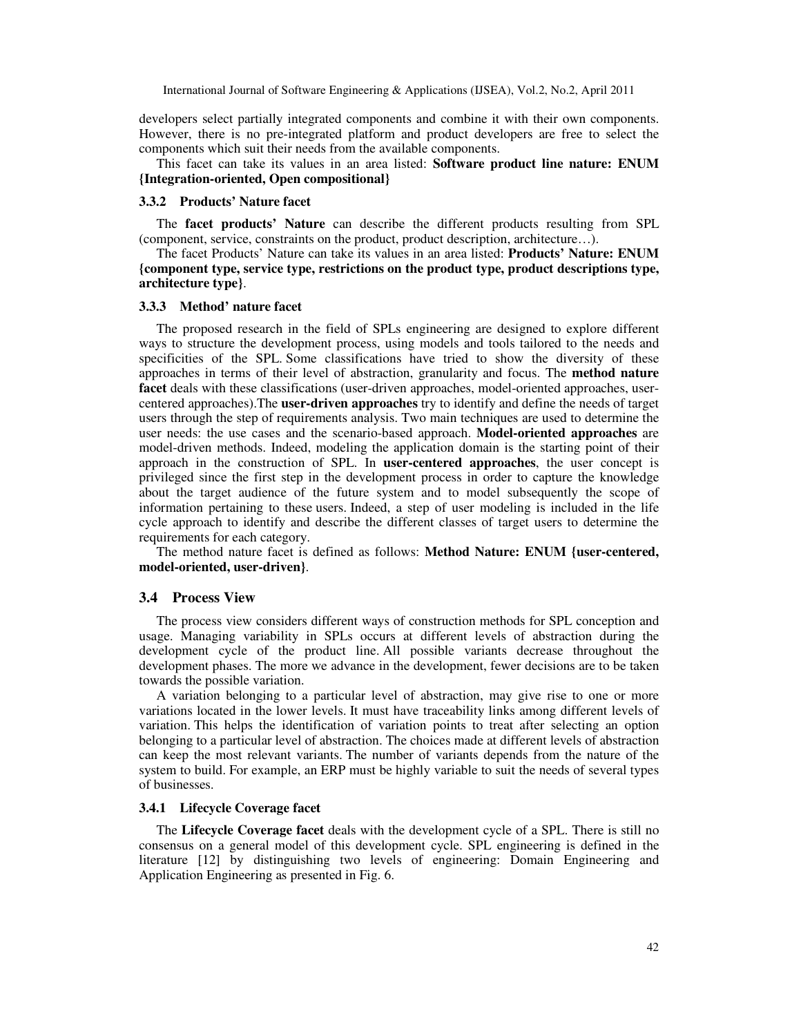developers select partially integrated components and combine it with their own components. However, there is no pre-integrated platform and product developers are free to select the components which suit their needs from the available components.

This facet can take its values in an area listed: **Software product line nature: ENUM {Integration-oriented, Open compositional}**

### 3.3.2 Products' Nature facet

The **facet products' Nature** can describe the different products resulting from SPL (component, service, constraints on the product, product description, architecture…).

The facet Products' Nature can take its values in an area listed: **Products' Nature: ENUM {component type, service type, restrictions on the product type, product descriptions type, architecture type}**.

### 3.3.3 Method' nature facet

The proposed research in the field of SPLs engineering are designed to explore different ways to structure the development process, using models and tools tailored to the needs and specificities of the SPL. Some classifications have tried to show the diversity of these approaches in terms of their level of abstraction, granularity and focus. The **method nature facet** deals with these classifications (user-driven approaches, model-oriented approaches, user-centered approaches).The **user-driven approaches** try to identify and define the needs of target users through the step of requirements analysis. Two main techniques are used to determine the user needs: the use cases and the scenario-based approach. **Model-oriented approaches** are model-driven methods. Indeed, modeling the application domain is the starting point of their approach in the construction of SPL. In **user-centered approaches**, the user concept is privileged since the first step in the development process in order to capture the knowledge about the target audience of the future system and to model subsequently the scope of information pertaining to these users. Indeed, a step of user modeling is included in the life cycle approach to identify and describe the different classes of target users to determine the requirements for each category.

The method nature facet is defined as follows: **Method Nature: ENUM {user-centered, model-oriented, user-driven}**.

## 3.4 Process View

The process view considers different ways of construction methods for SPL conception and usage. Managing variability in SPLs occurs at different levels of abstraction during the development cycle of the product line. All possible variants decrease throughout the development phases. The more we advance in the development, fewer decisions are to be taken towards the possible variation.

A variation belonging to a particular level of abstraction, may give rise to one or more variations located in the lower levels. It must have traceability links among different levels of variation. This helps the identification of variation points to treat after selecting an option belonging to a particular level of abstraction. The choices made at different levels of abstraction can keep the most relevant variants. The number of variants depends from the nature of the system to build. For example, an ERP must be highly variable to suit the needs of several types of businesses.

### 3.4.1 Lifecycle Coverage facet

The **Lifecycle Coverage facet** deals with the development cycle of a SPL. There is still no consensus on a general model of this development cycle. SPL engineering is defined in the literature [12] by distinguishing two levels of engineering: Domain Engineering and Application Engineering as presented in Fig. 6.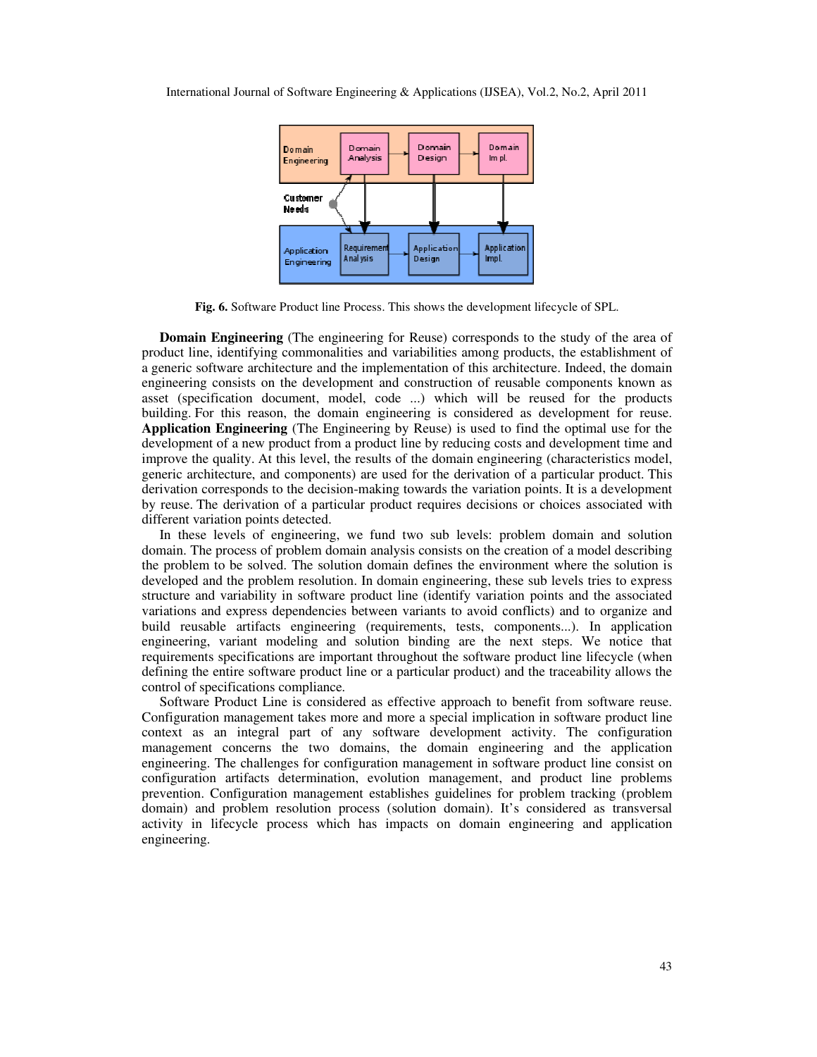Fig. 6. Software Product line Process. This shows the development lifecycle of SPL.

**Domain Engineering** (The engineering for Reuse) corresponds to the study of the area of product line, identifying commonalities and variabilities among products, the establishment of a generic software architecture and the implementation of this architecture. Indeed, the domain engineering consists on the development and construction of reusable components known as asset (specification document, model, code ...) which will be reused for the products building. For this reason, the domain engineering is considered as development for reuse. **Application Engineering** (The Engineering by Reuse) is used to find the optimal use for the development of a new product from a product line by reducing costs and development time and improve the quality. At this level, the results of the domain engineering (characteristics model, generic architecture, and components) are used for the derivation of a particular product. This derivation corresponds to the decision-making towards the variation points. It is a development by reuse. The derivation of a particular product requires decisions or choices associated with different variation points detected.

In these levels of engineering, we fund two sub levels: problem domain and solution domain. The process of problem domain analysis consists on the creation of a model describing the problem to be solved. The solution domain defines the environment where the solution is developed and the problem resolution. In domain engineering, these sub levels tries to express structure and variability in software product line (identify variation points and the associated variations and express dependencies between variants to avoid conflicts) and to organize and build reusable artifacts engineering (requirements, tests, components...). In application engineering, variant modeling and solution binding are the next steps. We notice that requirements specifications are important throughout the software product line lifecycle (when defining the entire software product line or a particular product) and the traceability allows the control of specifications compliance.

Software Product Line is considered as effective approach to benefit from software reuse. Configuration management takes more and more a special implication in software product line context as an integral part of any software development activity. The configuration management concerns the two domains, the domain engineering and the application engineering. The challenges for configuration management in software product line consist on configuration artifacts determination, evolution management, and product line problems prevention. Configuration management establishes guidelines for problem tracking (problem domain) and problem resolution process (solution domain). It's considered as transversal activity in lifecycle process which has impacts on domain engineering and application engineering.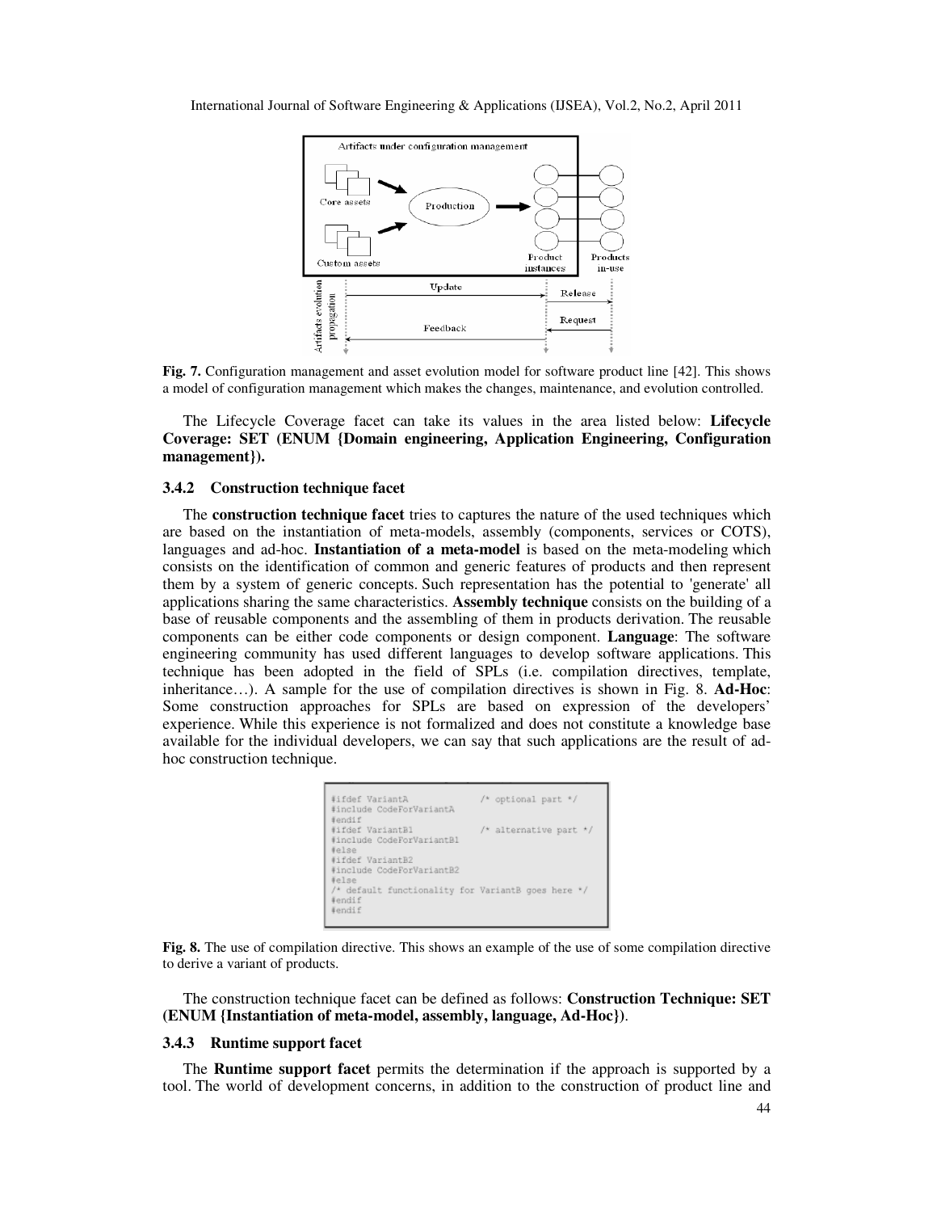**Fig. 7.** Configuration management and asset evolution model for software product line [42]. This shows a model of configuration management which makes the changes, maintenance, and evolution controlled.

The Lifecycle Coverage facet can take its values in the area listed below: **Lifecycle Coverage: SET (ENUM {Domain engineering, Application Engineering, Configuration management}).**

### 3.4.2 Construction technique facet

The **construction technique facet** tries to captures the nature of the used techniques which are based on the instantiation of meta-models, assembly (components, services or COTS), languages and ad-hoc. **Instantiation of a meta-model** is based on the meta-modeling which consists on the identification of common and generic features of products and then represent them by a system of generic concepts. Such representation has the potential to 'generate' all applications sharing the same characteristics. **Assembly technique** consists on the building of a base of reusable components and the assembling of them in products derivation. The reusable components can be either code components or design component. **Language**: The software engineering community has used different languages to develop software applications. This technique has been adopted in the field of SPLs (i.e. compilation directives, template, inheritance…). A sample for the use of compilation directives is shown in Fig. 8. **Ad-Hoc**: Some construction approaches for SPLs are based on expression of the developers' experience. While this experience is not formalized and does not constitute a knowledge base available for the individual developers, we can say that such applications are the result of ad-hoc construction technique.

```
#ifdef VariantA              /* optional part */
#include CodeForVariantA
#endif
#ifdef VariantB1             /* alternative part */
#include CodeForVariantB1
#else
#ifdef VariantB2
#include CodeForVariantB2
#else
/* default functionality for VariantB goes here */
#endif
#endif
```

**Fig. 8.** The use of compilation directive. This shows an example of the use of some compilation directive to derive a variant of products.

The construction technique facet can be defined as follows: **Construction Technique: SET (ENUM {Instantiation of meta-model, assembly, language, Ad-Hoc})**.

### 3.4.3 Runtime support facet

The **Runtime support facet** permits the determination if the approach is supported by a tool. The world of development concerns, in addition to the construction of product line and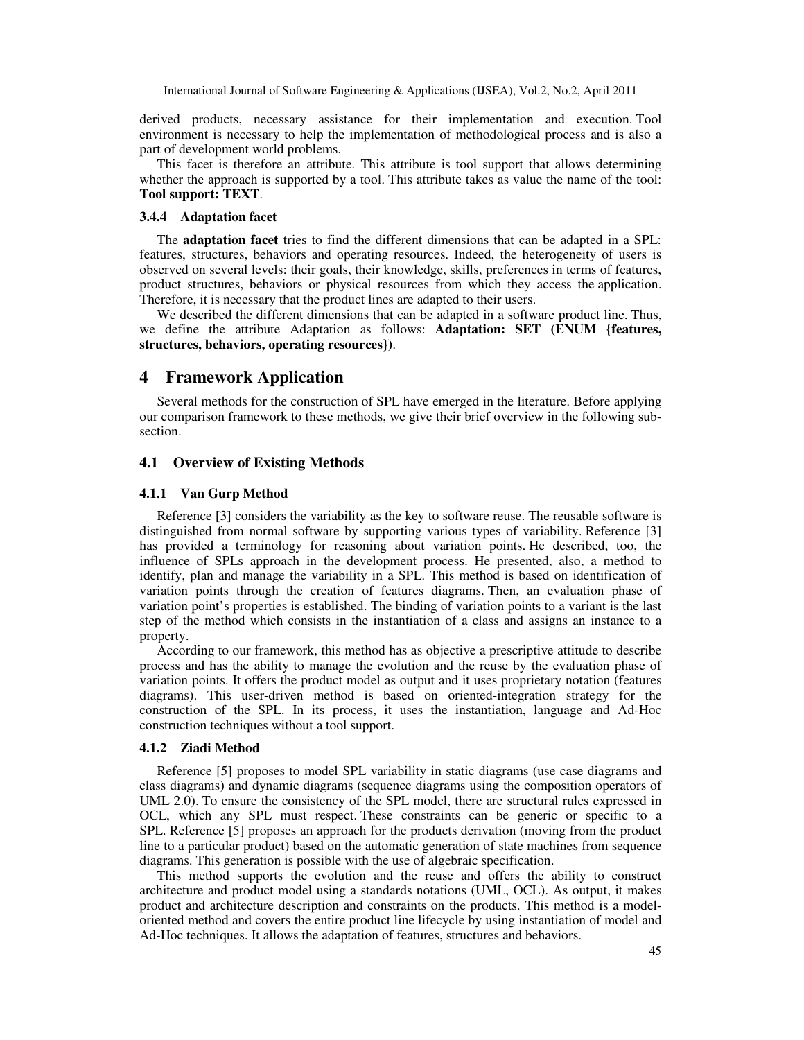derived products, necessary assistance for their implementation and execution. Tool environment is necessary to help the implementation of methodological process and is also a part of development world problems.

This facet is therefore an attribute. This attribute is tool support that allows determining whether the approach is supported by a tool. This attribute takes as value the name of the tool: **Tool support: TEXT**.

### 3.4.4 Adaptation facet

The **adaptation facet** tries to find the different dimensions that can be adapted in a SPL: features, structures, behaviors and operating resources. Indeed, the heterogeneity of users is observed on several levels: their goals, their knowledge, skills, preferences in terms of features, product structures, behaviors or physical resources from which they access the application. Therefore, it is necessary that the product lines are adapted to their users.

We described the different dimensions that can be adapted in a software product line. Thus, we define the attribute Adaptation as follows: **Adaptation: SET (ENUM {features, structures, behaviors, operating resources})**.

# 4 Framework Application

Several methods for the construction of SPL have emerged in the literature. Before applying our comparison framework to these methods, we give their brief overview in the following sub-section.

## 4.1 Overview of Existing Methods

### 4.1.1 Van Gurp Method

Reference [3] considers the variability as the key to software reuse. The reusable software is distinguished from normal software by supporting various types of variability. Reference [3] has provided a terminology for reasoning about variation points. He described, too, the influence of SPLs approach in the development process. He presented, also, a method to identify, plan and manage the variability in a SPL. This method is based on identification of variation points through the creation of features diagrams. Then, an evaluation phase of variation point's properties is established. The binding of variation points to a variant is the last step of the method which consists in the instantiation of a class and assigns an instance to a property.

According to our framework, this method has as objective a prescriptive attitude to describe process and has the ability to manage the evolution and the reuse by the evaluation phase of variation points. It offers the product model as output and it uses proprietary notation (features diagrams). This user-driven method is based on oriented-integration strategy for the construction of the SPL. In its process, it uses the instantiation, language and Ad-Hoc construction techniques without a tool support.

### 4.1.2 Ziadi Method

Reference [5] proposes to model SPL variability in static diagrams (use case diagrams and class diagrams) and dynamic diagrams (sequence diagrams using the composition operators of UML 2.0). To ensure the consistency of the SPL model, there are structural rules expressed in OCL, which any SPL must respect. These constraints can be generic or specific to a SPL. Reference [5] proposes an approach for the products derivation (moving from the product line to a particular product) based on the automatic generation of state machines from sequence diagrams. This generation is possible with the use of algebraic specification.

This method supports the evolution and the reuse and offers the ability to construct architecture and product model using a standards notations (UML, OCL). As output, it makes product and architecture description and constraints on the products. This method is a model-oriented method and covers the entire product line lifecycle by using instantiation of model and Ad-Hoc techniques. It allows the adaptation of features, structures and behaviors.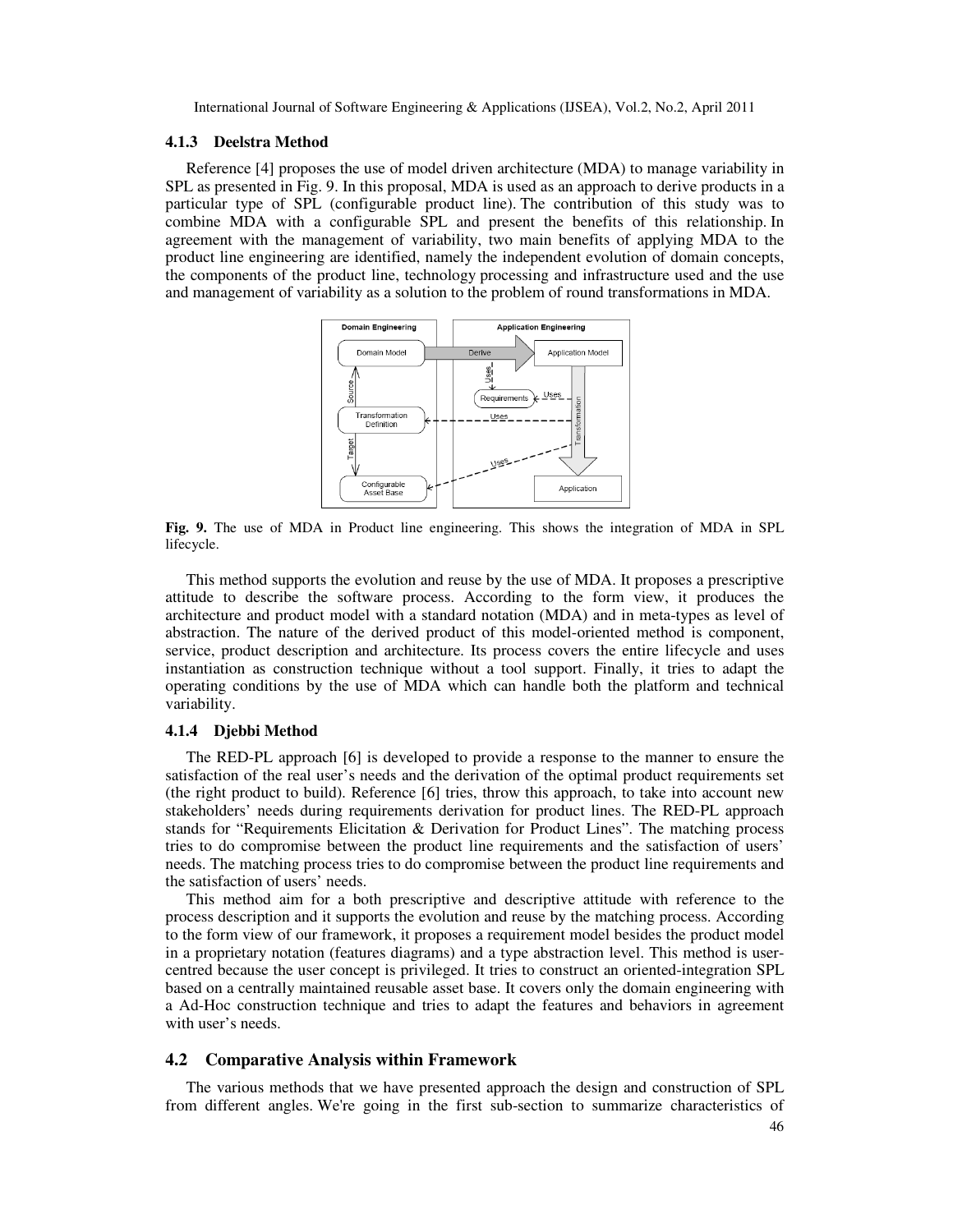### 4.1.3 Deelstra Method

Reference [4] proposes the use of model driven architecture (MDA) to manage variability in SPL as presented in Fig. 9. In this proposal, MDA is used as an approach to derive products in a particular type of SPL (configurable product line). The contribution of this study was to combine MDA with a configurable SPL and present the benefits of this relationship. In agreement with the management of variability, two main benefits of applying MDA to the product line engineering are identified, namely the independent evolution of domain concepts, the components of the product line, technology processing and infrastructure used and the use and management of variability as a solution to the problem of round transformations in MDA.

Domain Engineering
Application Engineering
Domain Model
Derive
Application Model
Uses
Requirements
Uses
Source
Transformation Definition
Uses
Transformation
Target
Uses
Configurable Asset Base
Application

**Fig. 9.** The use of MDA in Product line engineering. This shows the integration of MDA in SPL lifecycle.

This method supports the evolution and reuse by the use of MDA. It proposes a prescriptive attitude to describe the software process. According to the form view, it produces the architecture and product model with a standard notation (MDA) and in meta-types as level of abstraction. The nature of the derived product of this model-oriented method is component, service, product description and architecture. Its process covers the entire lifecycle and uses instantiation as construction technique without a tool support. Finally, it tries to adapt the operating conditions by the use of MDA which can handle both the platform and technical variability.

### 4.1.4 Djebbi Method

The RED-PL approach [6] is developed to provide a response to the manner to ensure the satisfaction of the real user's needs and the derivation of the optimal product requirements set (the right product to build). Reference [6] tries, throw this approach, to take into account new stakeholders' needs during requirements derivation for product lines. The RED-PL approach stands for "Requirements Elicitation & Derivation for Product Lines". The matching process tries to do compromise between the product line requirements and the satisfaction of users' needs. The matching process tries to do compromise between the product line requirements and the satisfaction of users' needs.

This method aim for a both prescriptive and descriptive attitude with reference to the process description and it supports the evolution and reuse by the matching process. According to the form view of our framework, it proposes a requirement model besides the product model in a proprietary notation (features diagrams) and a type abstraction level. This method is user-centred because the user concept is privileged. It tries to construct an oriented-integration SPL based on a centrally maintained reusable asset base. It covers only the domain engineering with a Ad-Hoc construction technique and tries to adapt the features and behaviors in agreement with user's needs.

## 4.2 Comparative Analysis within Framework

The various methods that we have presented approach the design and construction of SPL from different angles. We're going in the first sub-section to summarize characteristics of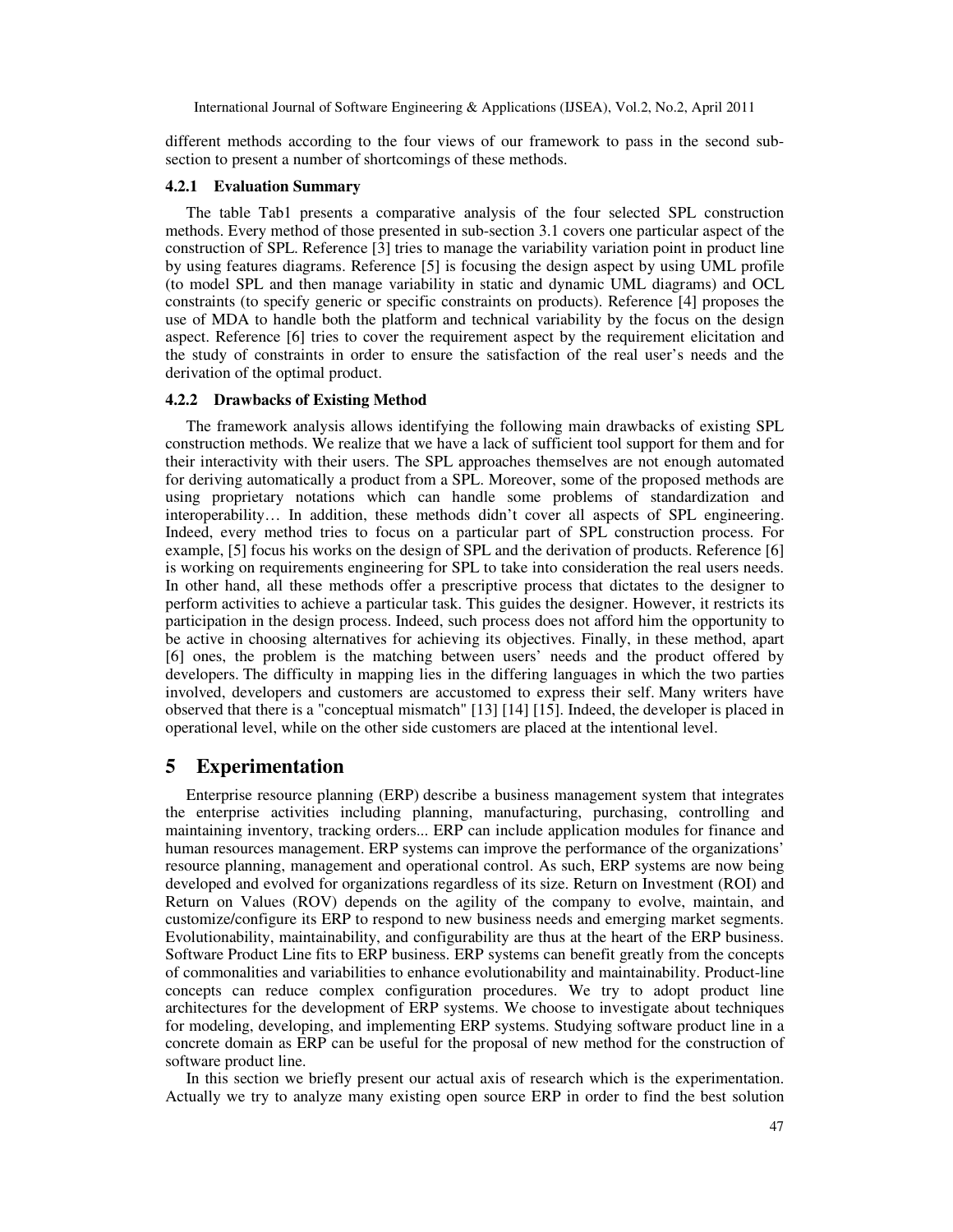different methods according to the four views of our framework to pass in the second sub-section to present a number of shortcomings of these methods.

#### 4.2.1 Evaluation Summary

The table Tab1 presents a comparative analysis of the four selected SPL construction methods. Every method of those presented in sub-section 3.1 covers one particular aspect of the construction of SPL. Reference [3] tries to manage the variability variation point in product line by using features diagrams. Reference [5] is focusing the design aspect by using UML profile (to model SPL and then manage variability in static and dynamic UML diagrams) and OCL constraints (to specify generic or specific constraints on products). Reference [4] proposes the use of MDA to handle both the platform and technical variability by the focus on the design aspect. Reference [6] tries to cover the requirement aspect by the requirement elicitation and the study of constraints in order to ensure the satisfaction of the real user's needs and the derivation of the optimal product.

#### 4.2.2 Drawbacks of Existing Method

The framework analysis allows identifying the following main drawbacks of existing SPL construction methods. We realize that we have a lack of sufficient tool support for them and for their interactivity with their users. The SPL approaches themselves are not enough automated for deriving automatically a product from a SPL. Moreover, some of the proposed methods are using proprietary notations which can handle some problems of standardization and interoperability… In addition, these methods didn't cover all aspects of SPL engineering. Indeed, every method tries to focus on a particular part of SPL construction process. For example, [5] focus his works on the design of SPL and the derivation of products. Reference [6] is working on requirements engineering for SPL to take into consideration the real users needs. In other hand, all these methods offer a prescriptive process that dictates to the designer to perform activities to achieve a particular task. This guides the designer. However, it restricts its participation in the design process. Indeed, such process does not afford him the opportunity to be active in choosing alternatives for achieving its objectives. Finally, in these method, apart [6] ones, the problem is the matching between users' needs and the product offered by developers. The difficulty in mapping lies in the differing languages in which the two parties involved, developers and customers are accustomed to express their self. Many writers have observed that there is a "conceptual mismatch" [13] [14] [15]. Indeed, the developer is placed in operational level, while on the other side customers are placed at the intentional level.

## 5 Experimentation

Enterprise resource planning (ERP) describe a business management system that integrates the enterprise activities including planning, manufacturing, purchasing, controlling and maintaining inventory, tracking orders... ERP can include application modules for finance and human resources management. ERP systems can improve the performance of the organizations' resource planning, management and operational control. As such, ERP systems are now being developed and evolved for organizations regardless of its size. Return on Investment (ROI) and Return on Values (ROV) depends on the agility of the company to evolve, maintain, and customize/configure its ERP to respond to new business needs and emerging market segments. Evolutionability, maintainability, and configurability are thus at the heart of the ERP business. Software Product Line fits to ERP business. ERP systems can benefit greatly from the concepts of commonalities and variabilities to enhance evolutionability and maintainability. Product-line concepts can reduce complex configuration procedures. We try to adopt product line architectures for the development of ERP systems. We choose to investigate about techniques for modeling, developing, and implementing ERP systems. Studying software product line in a concrete domain as ERP can be useful for the proposal of new method for the construction of software product line.

In this section we briefly present our actual axis of research which is the experimentation. Actually we try to analyze many existing open source ERP in order to find the best solution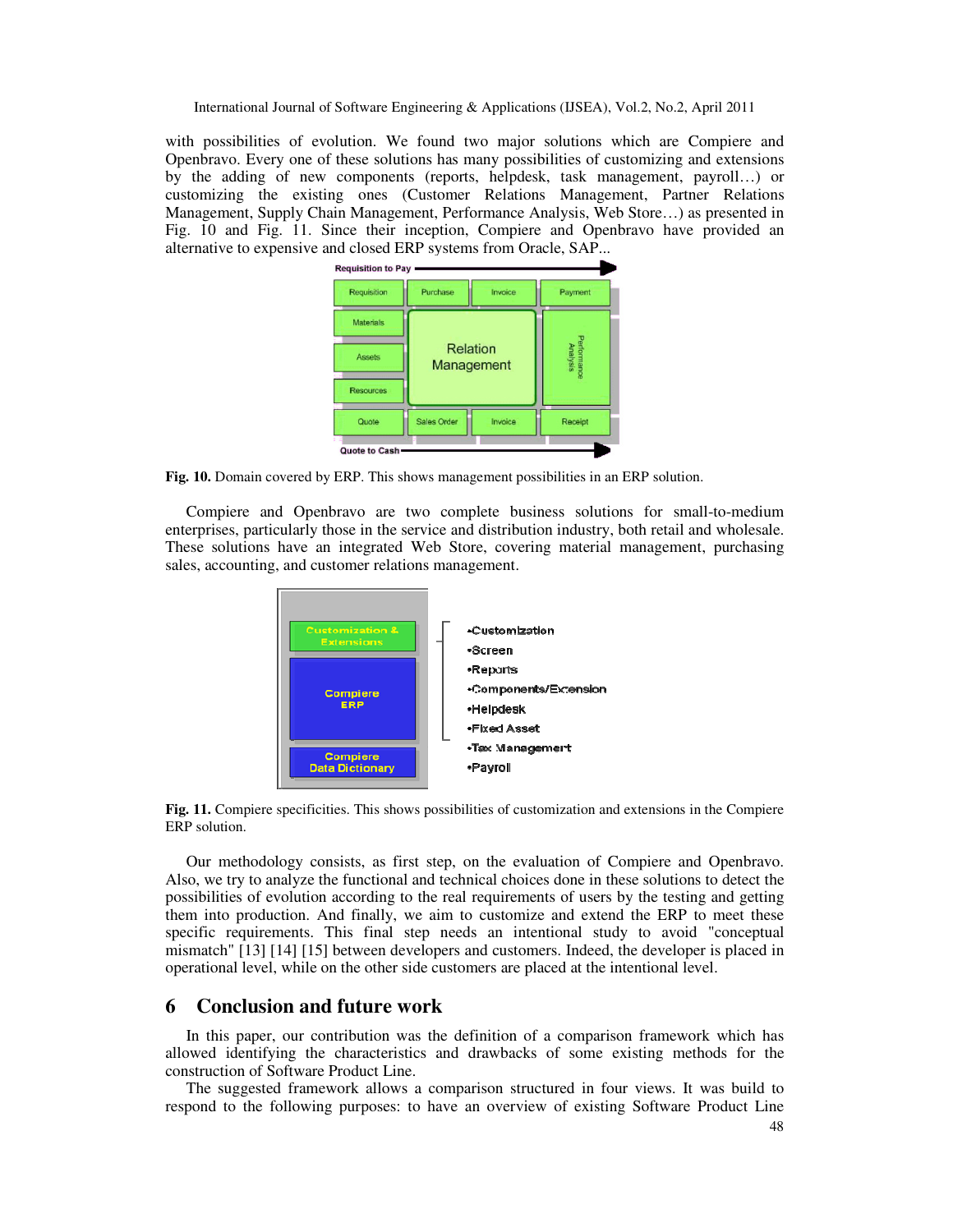with possibilities of evolution. We found two major solutions which are Compiere and Openbravo. Every one of these solutions has many possibilities of customizing and extensions by the adding of new components (reports, helpdesk, task management, payroll…) or customizing the existing ones (Customer Relations Management, Partner Relations Management, Supply Chain Management, Performance Analysis, Web Store…) as presented in Fig. 10 and Fig. 11. Since their inception, Compiere and Openbravo have provided an alternative to expensive and closed ERP systems from Oracle, SAP...

**Fig. 10.** Domain covered by ERP. This shows management possibilities in an ERP solution.

Compiere and Openbravo are two complete business solutions for small-to-medium enterprises, particularly those in the service and distribution industry, both retail and wholesale. These solutions have an integrated Web Store, covering material management, purchasing sales, accounting, and customer relations management.

**Fig. 11.** Compiere specificities. This shows possibilities of customization and extensions in the Compiere ERP solution.

Our methodology consists, as first step, on the evaluation of Compiere and Openbravo. Also, we try to analyze the functional and technical choices done in these solutions to detect the possibilities of evolution according to the real requirements of users by the testing and getting them into production. And finally, we aim to customize and extend the ERP to meet these specific requirements. This final step needs an intentional study to avoid "conceptual mismatch" [13] [14] [15] between developers and customers. Indeed, the developer is placed in operational level, while on the other side customers are placed at the intentional level.

## 6 Conclusion and future work

In this paper, our contribution was the definition of a comparison framework which has allowed identifying the characteristics and drawbacks of some existing methods for the construction of Software Product Line.

The suggested framework allows a comparison structured in four views. It was build to respond to the following purposes: to have an overview of existing Software Product Line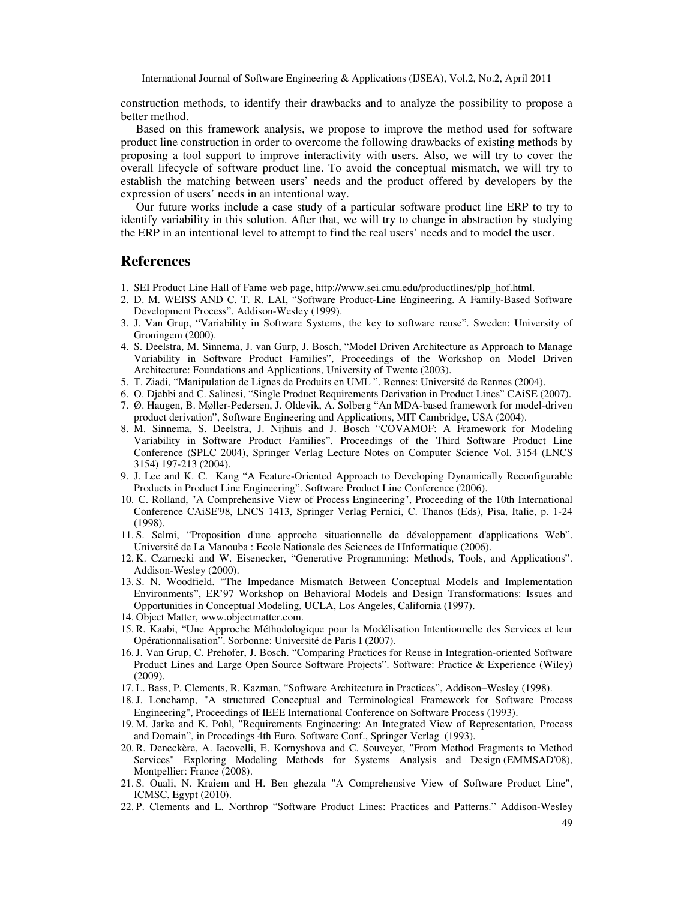construction methods, to identify their drawbacks and to analyze the possibility to propose a better method.

Based on this framework analysis, we propose to improve the method used for software product line construction in order to overcome the following drawbacks of existing methods by proposing a tool support to improve interactivity with users. Also, we will try to cover the overall lifecycle of software product line. To avoid the conceptual mismatch, we will try to establish the matching between users' needs and the product offered by developers by the expression of users' needs in an intentional way.

Our future works include a case study of a particular software product line ERP to try to identify variability in this solution. After that, we will try to change in abstraction by studying the ERP in an intentional level to attempt to find the real users' needs and to model the user.

## References

1. SEI Product Line Hall of Fame web page, http://www.sei.cmu.edu/productlines/plp_hof.html.
2. D. M. WEISS AND C. T. R. LAI, "Software Product-Line Engineering. A Family-Based Software Development Process". Addison-Wesley (1999).
3. J. Van Grup, "Variability in Software Systems, the key to software reuse". Sweden: University of Groningem (2000).
4. S. Deelstra, M. Sinnema, J. van Gurp, J. Bosch, "Model Driven Architecture as Approach to Manage Variability in Software Product Families", Proceedings of the Workshop on Model Driven Architecture: Foundations and Applications, University of Twente (2003).
5. T. Ziadi, "Manipulation de Lignes de Produits en UML ". Rennes: Université de Rennes (2004).
6. O. Djebbi and C. Salinesi, "Single Product Requirements Derivation in Product Lines" CAiSE (2007).
7. Ø. Haugen, B. Møller-Pedersen, J. Oldevik, A. Solberg "An MDA-based framework for model-driven product derivation", Software Engineering and Applications, MIT Cambridge, USA (2004).
8. M. Sinnema, S. Deelstra, J. Nijhuis and J. Bosch "COVAMOF: A Framework for Modeling Variability in Software Product Families". Proceedings of the Third Software Product Line Conference (SPLC 2004), Springer Verlag Lecture Notes on Computer Science Vol. 3154 (LNCS 3154) 197-213 (2004).
9. J. Lee and K. C. Kang "A Feature-Oriented Approach to Developing Dynamically Reconfigurable Products in Product Line Engineering". Software Product Line Conference (2006).
10. C. Rolland, "A Comprehensive View of Process Engineering", Proceeding of the 10th International Conference CAiSE'98, LNCS 1413, Springer Verlag Pernici, C. Thanos (Eds), Pisa, Italie, p. 1-24 (1998).
11. S. Selmi, "Proposition d'une approche situationnelle de développement d'applications Web". Université de La Manouba : Ecole Nationale des Sciences de l'Informatique (2006).
12. K. Czarnecki and W. Eisenecker, "Generative Programming: Methods, Tools, and Applications". Addison-Wesley (2000).
13. S. N. Woodfield. "The Impedance Mismatch Between Conceptual Models and Implementation Environments", ER'97 Workshop on Behavioral Models and Design Transformations: Issues and Opportunities in Conceptual Modeling, UCLA, Los Angeles, California (1997).
14. Object Matter, www.objectmatter.com.
15. R. Kaabi, "Une Approche Méthodologique pour la Modélisation Intentionnelle des Services et leur Opérationnalisation". Sorbonne: Université de Paris I (2007).
16. J. Van Grup, C. Prehofer, J. Bosch. "Comparing Practices for Reuse in Integration-oriented Software Product Lines and Large Open Source Software Projects". Software: Practice & Experience (Wiley) (2009).
17. L. Bass, P. Clements, R. Kazman, "Software Architecture in Practices", Addison–Wesley (1998).
18. J. Lonchamp, "A structured Conceptual and Terminological Framework for Software Process Engineering", Proceedings of IEEE International Conference on Software Process (1993).
19. M. Jarke and K. Pohl, "Requirements Engineering: An Integrated View of Representation, Process and Domain", in Procedings 4th Euro. Software Conf., Springer Verlag (1993).
20. R. Deneckère, A. Iacovelli, E. Kornyshova and C. Souveyet, "From Method Fragments to Method Services" Exploring Modeling Methods for Systems Analysis and Design (EMMSAD'08), Montpellier: France (2008).
21. S. Ouali, N. Kraiem and H. Ben ghezala "A Comprehensive View of Software Product Line", ICMSC, Egypt (2010).
22. P. Clements and L. Northrop "Software Product Lines: Practices and Patterns." Addison-Wesley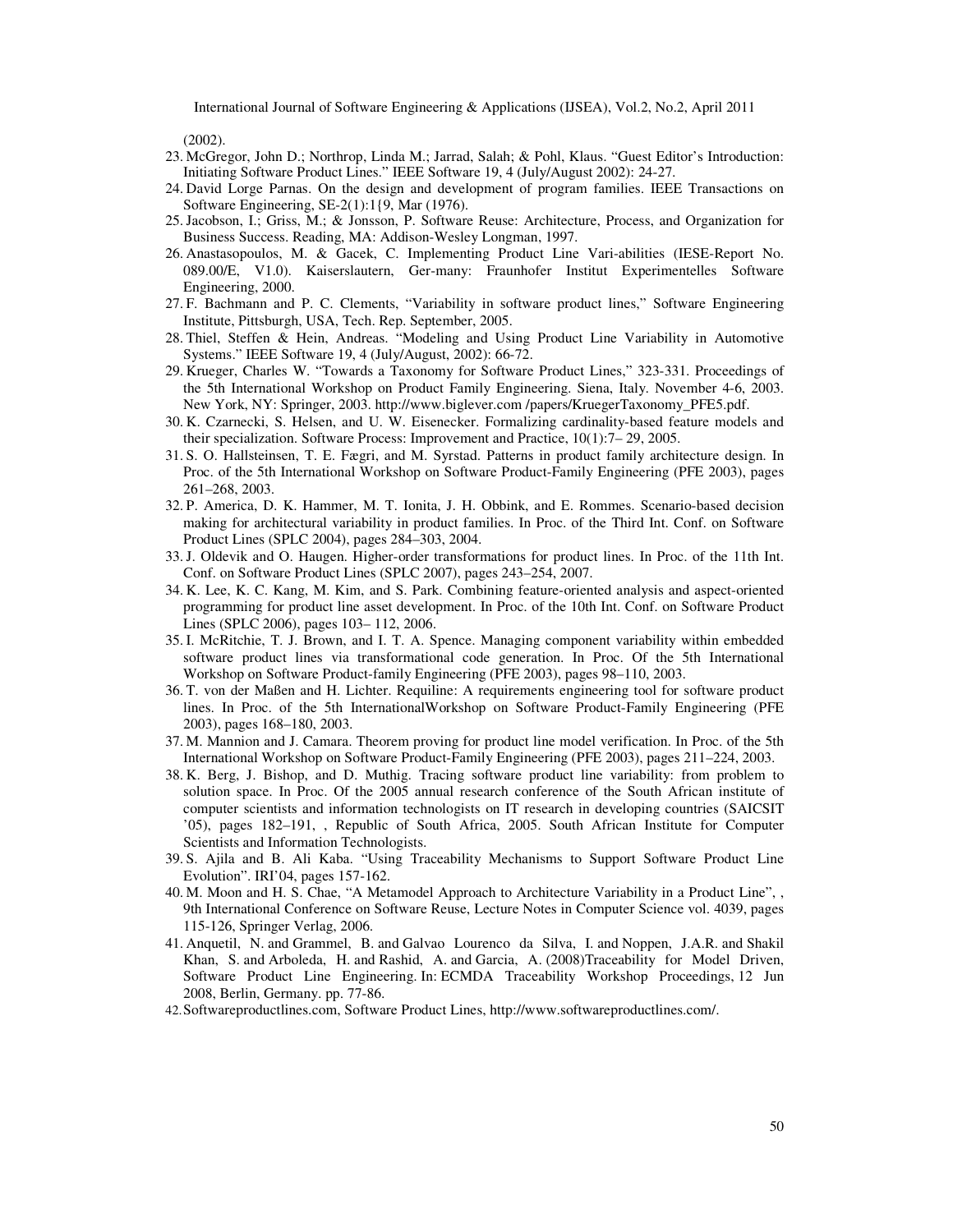(2002).

23. McGregor, John D.; Northrop, Linda M.; Jarrad, Salah; & Pohl, Klaus. "Guest Editor's Introduction: Initiating Software Product Lines." IEEE Software 19, 4 (July/August 2002): 24-27.
24. David Lorge Parnas. On the design and development of program families. IEEE Transactions on Software Engineering, SE-2(1):1{9, Mar (1976).
25. Jacobson, I.; Griss, M.; & Jonsson, P. Software Reuse: Architecture, Process, and Organization for Business Success. Reading, MA: Addison-Wesley Longman, 1997.
26. Anastasopoulos, M. & Gacek, C. Implementing Product Line Vari-abilities (IESE-Report No. 089.00/E, V1.0). Kaiserslautern, Ger-many: Fraunhofer Institut Experimentelles Software Engineering, 2000.
27. F. Bachmann and P. C. Clements, "Variability in software product lines," Software Engineering Institute, Pittsburgh, USA, Tech. Rep. September, 2005.
28. Thiel, Steffen & Hein, Andreas. "Modeling and Using Product Line Variability in Automotive Systems." IEEE Software 19, 4 (July/August, 2002): 66-72.
29. Krueger, Charles W. "Towards a Taxonomy for Software Product Lines," 323-331. Proceedings of the 5th International Workshop on Product Family Engineering. Siena, Italy. November 4-6, 2003. New York, NY: Springer, 2003. http://www.biglever.com /papers/KruegerTaxonomy_PFE5.pdf.
30. K. Czarnecki, S. Helsen, and U. W. Eisenecker. Formalizing cardinality-based feature models and their specialization. Software Process: Improvement and Practice, 10(1):7– 29, 2005.
31. S. O. Hallsteinsen, T. E. Fægri, and M. Syrstad. Patterns in product family architecture design. In Proc. of the 5th International Workshop on Software Product-Family Engineering (PFE 2003), pages 261–268, 2003.
32. P. America, D. K. Hammer, M. T. Ionita, J. H. Obbink, and E. Rommes. Scenario-based decision making for architectural variability in product families. In Proc. of the Third Int. Conf. on Software Product Lines (SPLC 2004), pages 284–303, 2004.
33. J. Oldevik and O. Haugen. Higher-order transformations for product lines. In Proc. of the 11th Int. Conf. on Software Product Lines (SPLC 2007), pages 243–254, 2007.
34. K. Lee, K. C. Kang, M. Kim, and S. Park. Combining feature-oriented analysis and aspect-oriented programming for product line asset development. In Proc. of the 10th Int. Conf. on Software Product Lines (SPLC 2006), pages 103– 112, 2006.
35. I. McRitchie, T. J. Brown, and I. T. A. Spence. Managing component variability within embedded software product lines via transformational code generation. In Proc. Of the 5th International Workshop on Software Product-family Engineering (PFE 2003), pages 98–110, 2003.
36. T. von der Maßen and H. Lichter. Requiline: A requirements engineering tool for software product lines. In Proc. of the 5th InternationalWorkshop on Software Product-Family Engineering (PFE 2003), pages 168–180, 2003.
37. M. Mannion and J. Camara. Theorem proving for product line model verification. In Proc. of the 5th International Workshop on Software Product-Family Engineering (PFE 2003), pages 211–224, 2003.
38. K. Berg, J. Bishop, and D. Muthig. Tracing software product line variability: from problem to solution space. In Proc. Of the 2005 annual research conference of the South African institute of computer scientists and information technologists on IT research in developing countries (SAICSIT '05), pages 182–191, , Republic of South Africa, 2005. South African Institute for Computer Scientists and Information Technologists.
39. S. Ajila and B. Ali Kaba. "Using Traceability Mechanisms to Support Software Product Line Evolution". IRI'04, pages 157-162.
40. M. Moon and H. S. Chae, "A Metamodel Approach to Architecture Variability in a Product Line", , 9th International Conference on Software Reuse, Lecture Notes in Computer Science vol. 4039, pages 115-126, Springer Verlag, 2006.
41. Anquetil, N. and Grammel, B. and Galvao Lourenco da Silva, I. and Noppen, J.A.R. and Shakil Khan, S. and Arboleda, H. and Rashid, A. and Garcia, A. (2008)Traceability for Model Driven, Software Product Line Engineering. In: ECMDA Traceability Workshop Proceedings, 12 Jun 2008, Berlin, Germany. pp. 77-86.
42. Softwareproductlines.com, Software Product Lines, http://www.softwareproductlines.com/.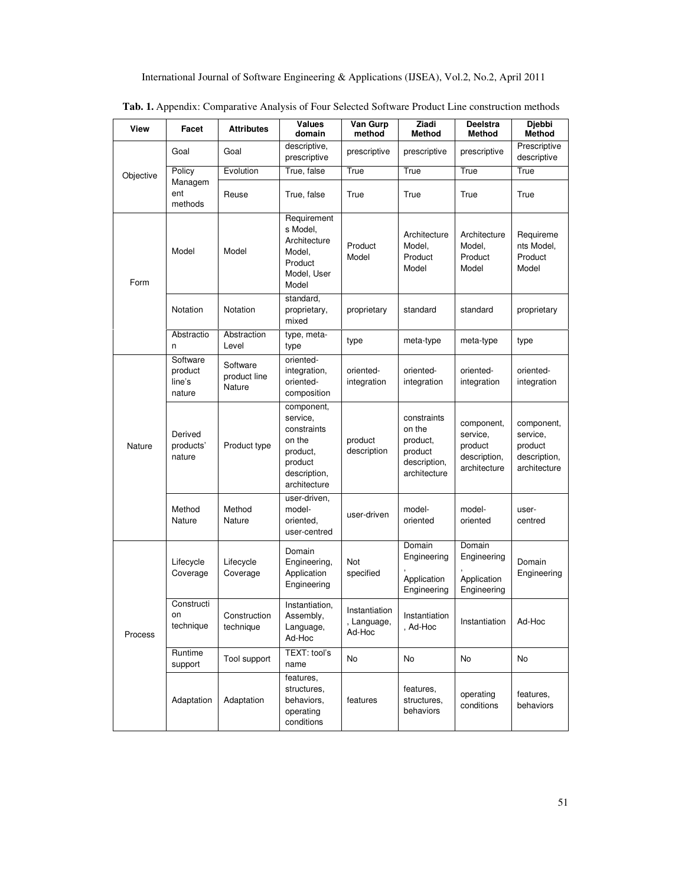**Tab. 1.** Appendix: Comparative Analysis of Four Selected Software Product Line construction methods

| View | Facet | Attributes | Values domain | Van Gurp method | Ziadi Method | Deelstra Method | Djebbi Method |
|---|---|---|---|---|---|---|---|
| Objective | Goal | Goal | descriptive, prescriptive | prescriptive | prescriptive | prescriptive | Prescriptive descriptive |
| | Policy Management methods | Evolution | True, false | True | True | True | True |
| | | Reuse | True, false | True | True | True | True |
| Form | Model | Model | Requirements Model, Architecture Model, Product Model, User Model | Product Model | Architecture Model, Product Model | Architecture Model, Product Model | Requirements Model, Product Model |
| | Notation | Notation | standard, proprietary, mixed | proprietary | standard | standard | proprietary |
| | Abstraction | Abstraction Level | type, meta-type | type | meta-type | meta-type | type |
| Nature | Software product line's nature | Software product line Nature | oriented-integration, oriented-composition | oriented-integration | oriented-integration | oriented-integration | oriented-integration |
| | Derived products' nature | Product type | component, service, constraints on the product, product description, architecture | product description | constraints on the product, product description, architecture | component, service, product description, architecture | component, service, product description, architecture |
| | Method Nature | Method Nature | user-driven, model-oriented, user-centred | user-driven | model-oriented | model-oriented | user-centred |
| Process | Lifecycle Coverage | Lifecycle Coverage | Domain Engineering, Application Engineering | Not specified | Domain Engineering, Application Engineering | Domain Engineering, Application Engineering | Domain Engineering |
| | Construction technique | Construction technique | Instantiation, Assembly, Language, Ad-Hoc | Instantiation, Language, Ad-Hoc | Instantiation, Ad-Hoc | Instantiation | Ad-Hoc |
| | Runtime support | Tool support | TEXT: tool's name | No | No | No | No |
| | Adaptation | Adaptation | features, structures, behaviors, operating conditions | features | features, structures, behaviors | operating conditions | features, behaviors |